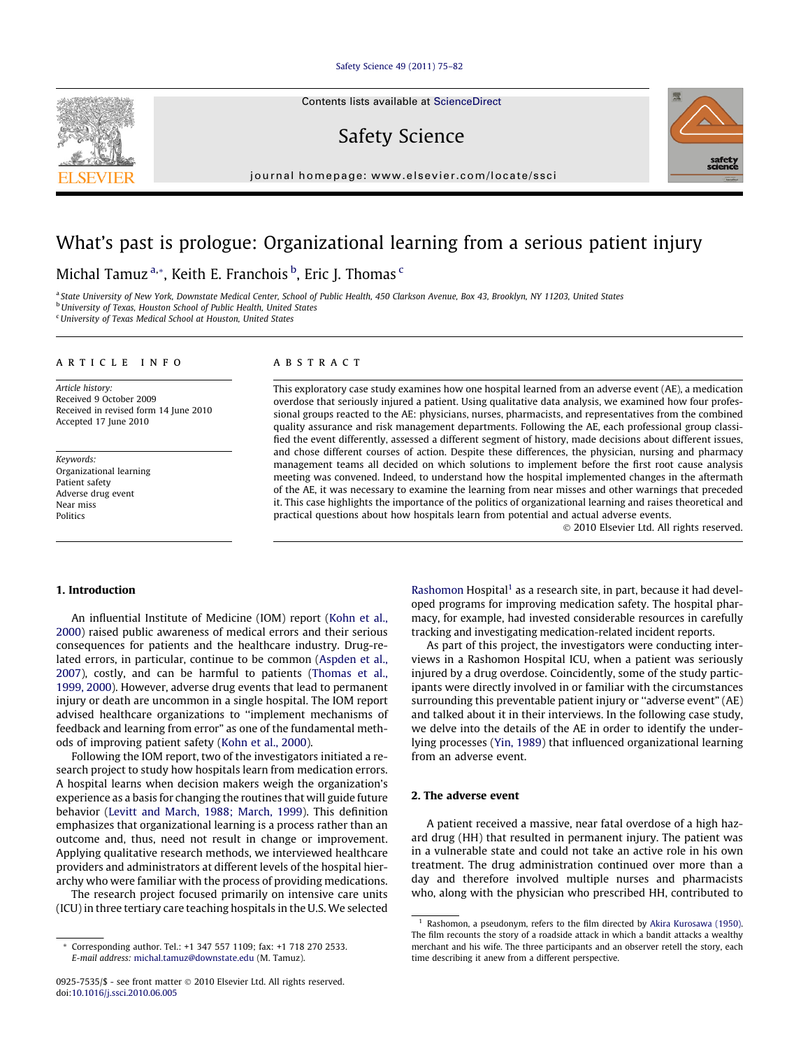# What's past is prologue: Organizational learning from a serious patient injury

Michal Tamuz [a,*], Keith E. Franchois [b], Eric J. Thomas [c]

[a] State University of New York, Downstate Medical Center, School of Public Health, 450 Clarkson Avenue, Box 43, Brooklyn, NY 11203, United States
[b] University of Texas, Houston School of Public Health, United States
[c] University of Texas Medical School at Houston, United States

**ARTICLE INFO**

*Article history:*
Received 9 October 2009
Received in revised form 14 June 2010
Accepted 17 June 2010

*Keywords:*
Organizational learning
Patient safety
Adverse drug event
Near miss
Politics

**ABSTRACT**

This exploratory case study examines how one hospital learned from an adverse event (AE), a medication overdose that seriously injured a patient. Using qualitative data analysis, we examined how four professional groups reacted to the AE: physicians, nurses, pharmacists, and representatives from the combined quality assurance and risk management departments. Following the AE, each professional group classified the event differently, assessed a different segment of history, made decisions about different issues, and chose different courses of action. Despite these differences, the physician, nursing and pharmacy management teams all decided on which solutions to implement before the first root cause analysis meeting was convened. Indeed, to understand how the hospital implemented changes in the aftermath of the AE, it was necessary to examine the learning from near misses and other warnings that preceded it. This case highlights the importance of the politics of organizational learning and raises theoretical and practical questions about how hospitals learn from potential and actual adverse events.

© 2010 Elsevier Ltd. All rights reserved.

## 1. Introduction

An influential Institute of Medicine (IOM) report (Kohn et al., 2000) raised public awareness of medical errors and their serious consequences for patients and the healthcare industry. Drug-related errors, in particular, continue to be common (Aspden et al., 2007), costly, and can be harmful to patients (Thomas et al., 1999, 2000). However, adverse drug events that lead to permanent injury or death are uncommon in a single hospital. The IOM report advised healthcare organizations to "implement mechanisms of feedback and learning from error" as one of the fundamental methods of improving patient safety (Kohn et al., 2000).

Following the IOM report, two of the investigators initiated a research project to study how hospitals learn from medication errors. A hospital learns when decision makers weigh the organization's experience as a basis for changing the routines that will guide future behavior (Levitt and March, 1988; March, 1999). This definition emphasizes that organizational learning is a process rather than an outcome and, thus, need not result in change or improvement. Applying qualitative research methods, we interviewed healthcare providers and administrators at different levels of the hospital hierarchy who were familiar with the process of providing medications.

The research project focused primarily on intensive care units (ICU) in three tertiary care teaching hospitals in the U.S. We selected Rashomon Hospital[1] as a research site, in part, because it had developed programs for improving medication safety. The hospital pharmacy, for example, had invested considerable resources in carefully tracking and investigating medication-related incident reports.

As part of this project, the investigators were conducting interviews in a Rashomon Hospital ICU, when a patient was seriously injured by a drug overdose. Coincidently, some of the study participants were directly involved in or familiar with the circumstances surrounding this preventable patient injury or "adverse event" (AE) and talked about it in their interviews. In the following case study, we delve into the details of the AE in order to identify the underlying processes (Yin, 1989) that influenced organizational learning from an adverse event.

## 2. The adverse event

A patient received a massive, near fatal overdose of a high hazard drug (HH) that resulted in permanent injury. The patient was in a vulnerable state and could not take an active role in his own treatment. The drug administration continued over more than a day and therefore involved multiple nurses and pharmacists who, along with the physician who prescribed HH, contributed to

---

* Corresponding author. Tel.: +1 347 557 1109; fax: +1 718 270 2533.
E-mail address: michal.tamuz@downstate.edu (M. Tamuz).

[1] Rashomon, a pseudonym, refers to the film directed by Akira Kurosawa (1950). The film recounts the story of a roadside attack in which a bandit attacks a wealthy merchant and his wife. The three participants and an observer retell the story, each time describing it anew from a different perspective.

0925-7535/$ - see front matter © 2010 Elsevier Ltd. All rights reserved.
doi:10.1016/j.ssci.2010.06.005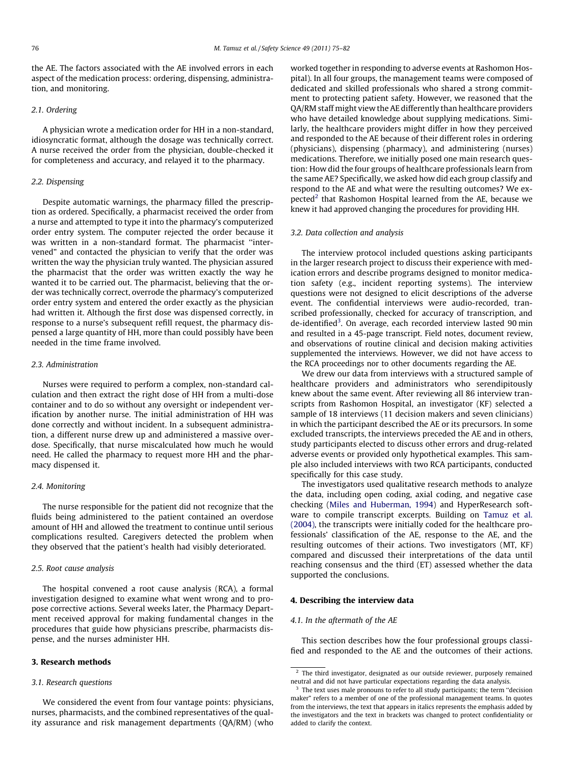the AE. The factors associated with the AE involved errors in each aspect of the medication process: ordering, dispensing, administration, and monitoring.

### 2.1. Ordering

A physician wrote a medication order for HH in a non-standard, idiosyncratic format, although the dosage was technically correct. A nurse received the order from the physician, double-checked it for completeness and accuracy, and relayed it to the pharmacy.

### 2.2. Dispensing

Despite automatic warnings, the pharmacy filled the prescription as ordered. Specifically, a pharmacist received the order from a nurse and attempted to type it into the pharmacy's computerized order entry system. The computer rejected the order because it was written in a non-standard format. The pharmacist "intervened" and contacted the physician to verify that the order was written the way the physician truly wanted. The physician assured the pharmacist that the order was written exactly the way he wanted it to be carried out. The pharmacist, believing that the order was technically correct, overrode the pharmacy's computerized order entry system and entered the order exactly as the physician had written it. Although the first dose was dispensed correctly, in response to a nurse's subsequent refill request, the pharmacy dispensed a large quantity of HH, more than could possibly have been needed in the time frame involved.

### 2.3. Administration

Nurses were required to perform a complex, non-standard calculation and then extract the right dose of HH from a multi-dose container and to do so without any oversight or independent verification by another nurse. The initial administration of HH was done correctly and without incident. In a subsequent administration, a different nurse drew up and administered a massive overdose. Specifically, that nurse miscalculated how much he would need. He called the pharmacy to request more HH and the pharmacy dispensed it.

### 2.4. Monitoring

The nurse responsible for the patient did not recognize that the fluids being administered to the patient contained an overdose amount of HH and allowed the treatment to continue until serious complications resulted. Caregivers detected the problem when they observed that the patient's health had visibly deteriorated.

### 2.5. Root cause analysis

The hospital convened a root cause analysis (RCA), a formal investigation designed to examine what went wrong and to propose corrective actions. Several weeks later, the Pharmacy Department received approval for making fundamental changes in the procedures that guide how physicians prescribe, pharmacists dispense, and the nurses administer HH.

## 3. Research methods

### 3.1. Research questions

We considered the event from four vantage points: physicians, nurses, pharmacists, and the combined representatives of the quality assurance and risk management departments (QA/RM) (who worked together in responding to adverse events at Rashomon Hospital). In all four groups, the management teams were composed of dedicated and skilled professionals who shared a strong commitment to protecting patient safety. However, we reasoned that the QA/RM staff might view the AE differently than healthcare providers who have detailed knowledge about supplying medications. Similarly, the healthcare providers might differ in how they perceived and responded to the AE because of their different roles in ordering (physicians), dispensing (pharmacy), and administering (nurses) medications. Therefore, we initially posed one main research question: How did the four groups of healthcare professionals learn from the same AE? Specifically, we asked how did each group classify and respond to the AE and what were the resulting outcomes? We expected[2] that Rashomon Hospital learned from the AE, because we knew it had approved changing the procedures for providing HH.

### 3.2. Data collection and analysis

The interview protocol included questions asking participants in the larger research project to discuss their experience with medication errors and describe programs designed to monitor medication safety (e.g., incident reporting systems). The interview questions were not designed to elicit descriptions of the adverse event. The confidential interviews were audio-recorded, transcribed professionally, checked for accuracy of transcription, and de-identified[3]. On average, each recorded interview lasted 90 min and resulted in a 45-page transcript. Field notes, document review, and observations of routine clinical and decision making activities supplemented the interviews. However, we did not have access to the RCA proceedings nor to other documents regarding the AE.

We drew our data from interviews with a structured sample of healthcare providers and administrators who serendipitously knew about the same event. After reviewing all 86 interview transcripts from Rashomon Hospital, an investigator (KF) selected a sample of 18 interviews (11 decision makers and seven clinicians) in which the participant described the AE or its precursors. In some excluded transcripts, the interviews preceded the AE and in others, study participants elected to discuss other errors and drug-related adverse events or provided only hypothetical examples. This sample also included interviews with two RCA participants, conducted specifically for this case study.

The investigators used qualitative research methods to analyze the data, including open coding, axial coding, and negative case checking (Miles and Huberman, 1994) and HyperResearch software to compile transcript excerpts. Building on Tamuz et al. (2004), the transcripts were initially coded for the healthcare professionals' classification of the AE, response to the AE, and the resulting outcomes of their actions. Two investigators (MT, KF) compared and discussed their interpretations of the data until reaching consensus and the third (ET) assessed whether the data supported the conclusions.

## 4. Describing the interview data

### 4.1. In the aftermath of the AE

This section describes how the four professional groups classified and responded to the AE and the outcomes of their actions.

---

[2] The third investigator, designated as our outside reviewer, purposely remained neutral and did not have particular expectations regarding the data analysis.

[3] The text uses male pronouns to refer to all study participants; the term "decision maker" refers to a member of one of the professional management teams. In quotes from the interviews, the text that appears in italics represents the emphasis added by the investigators and the text in brackets was changed to protect confidentiality or added to clarify the context.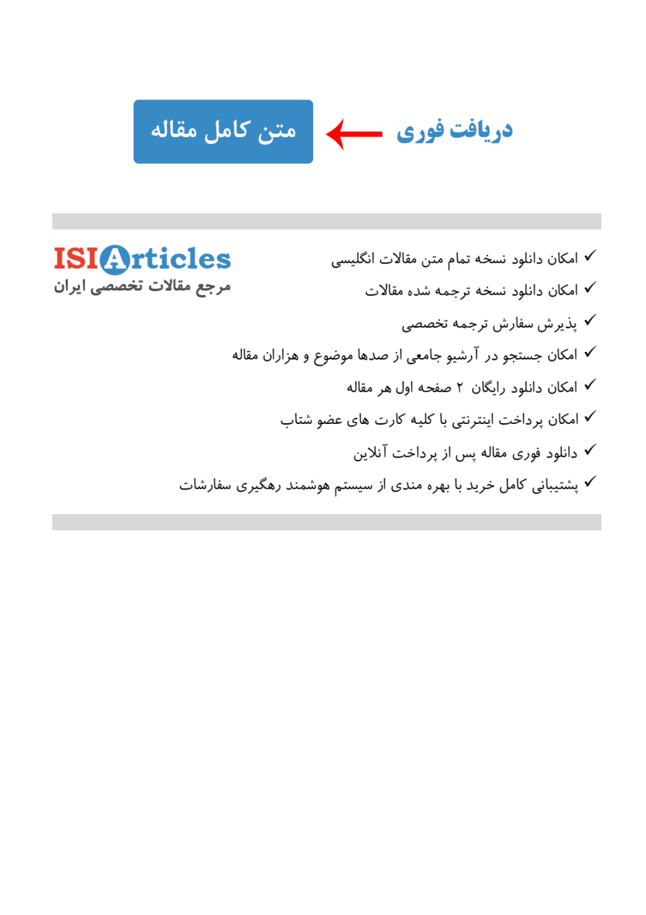دریافت فوری ← متن کامل مقاله

**ISIArticles**
مرجع مقالات تخصصی ایران

- ✓ امکان دانلود نسخه تمام متن مقالات انگلیسی
- ✓ امکان دانلود نسخه ترجمه شده مقالات
- ✓ پذیرش سفارش ترجمه تخصصی
- ✓ امکان جستجو در آرشیو جامعی از صدها موضوع و هزاران مقاله
- ✓ امکان دانلود رایگان ۲ صفحه اول هر مقاله
- ✓ امکان پرداخت اینترنتی با کلیه کارت های عضو شتاب
- ✓ دانلود فوری مقاله پس از پرداخت آنلاین
- ✓ پشتیبانی کامل خرید با بهره مندی از سیستم هوشمند رهگیری سفارشات